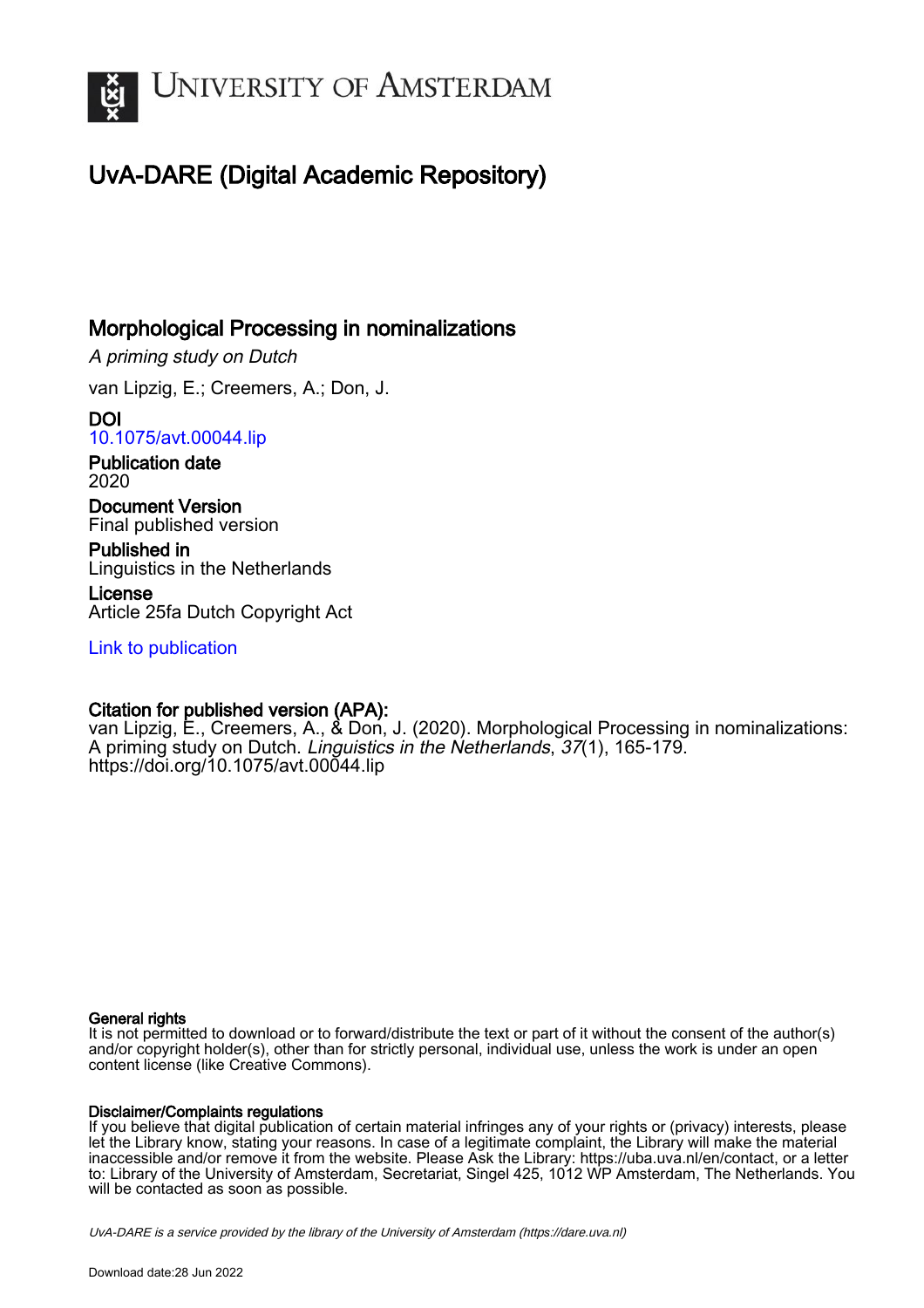UNIVERSITY OF AMSTERDAM

# UvA-DARE (Digital Academic Repository)

## Morphological Processing in nominalizations

*A priming study on Dutch*

van Lipzig, E.; Creemers, A.; Don, J.

**DOI**
10.1075/avt.00044.lip

**Publication date**
2020

**Document Version**
Final published version

**Published in**
Linguistics in the Netherlands

**License**
Article 25fa Dutch Copyright Act

Link to publication

**Citation for published version (APA):**
van Lipzig, E., Creemers, A., & Don, J. (2020). Morphological Processing in nominalizations: A priming study on Dutch. *Linguistics in the Netherlands*, *37*(1), 165-179. https://doi.org/10.1075/avt.00044.lip

**General rights**
It is not permitted to download or to forward/distribute the text or part of it without the consent of the author(s) and/or copyright holder(s), other than for strictly personal, individual use, unless the work is under an open content license (like Creative Commons).

**Disclaimer/Complaints regulations**
If you believe that digital publication of certain material infringes any of your rights or (privacy) interests, please let the Library know, stating your reasons. In case of a legitimate complaint, the Library will make the material inaccessible and/or remove it from the website. Please Ask the Library: https://uba.uva.nl/en/contact, or a letter to: Library of the University of Amsterdam, Secretariat, Singel 425, 1012 WP Amsterdam, The Netherlands. You will be contacted as soon as possible.

*UvA-DARE is a service provided by the library of the University of Amsterdam (https://dare.uva.nl)*

Download date:28 Jun 2022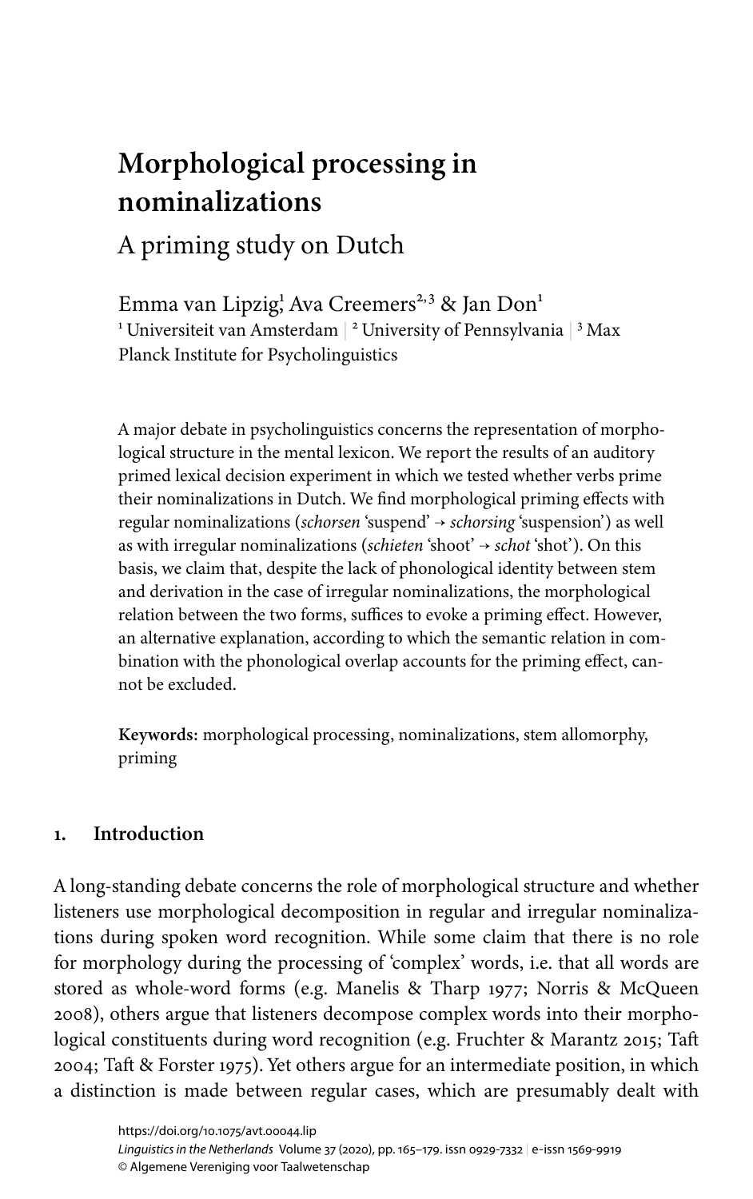# Morphological processing in nominalizations

## A priming study on Dutch

Emma van Lipzig[1], Ava Creemers[2,3] & Jan Don[1]

[1] Universiteit van Amsterdam | [2] University of Pennsylvania | [3] Max Planck Institute for Psycholinguistics

A major debate in psycholinguistics concerns the representation of morphological structure in the mental lexicon. We report the results of an auditory primed lexical decision experiment in which we tested whether verbs prime their nominalizations in Dutch. We find morphological priming effects with regular nominalizations (*schorsen* 'suspend' → *schorsing* 'suspension') as well as with irregular nominalizations (*schieten* 'shoot' → *schot* 'shot'). On this basis, we claim that, despite the lack of phonological identity between stem and derivation in the case of irregular nominalizations, the morphological relation between the two forms, suffices to evoke a priming effect. However, an alternative explanation, according to which the semantic relation in combination with the phonological overlap accounts for the priming effect, cannot be excluded.

**Keywords:** morphological processing, nominalizations, stem allomorphy, priming

## 1. Introduction

A long-standing debate concerns the role of morphological structure and whether listeners use morphological decomposition in regular and irregular nominalizations during spoken word recognition. While some claim that there is no role for morphology during the processing of 'complex' words, i.e. that all words are stored as whole-word forms (e.g. Manelis & Tharp 1977; Norris & McQueen 2008), others argue that listeners decompose complex words into their morphological constituents during word recognition (e.g. Fruchter & Marantz 2015; Taft 2004; Taft & Forster 1975). Yet others argue for an intermediate position, in which a distinction is made between regular cases, which are presumably dealt with

https://doi.org/10.1075/avt.00044.lip
*Linguistics in the Netherlands* Volume 37 (2020), pp. 165–179. issn 0929-7332 | e-issn 1569-9919
© Algemene Vereniging voor Taalwetenschap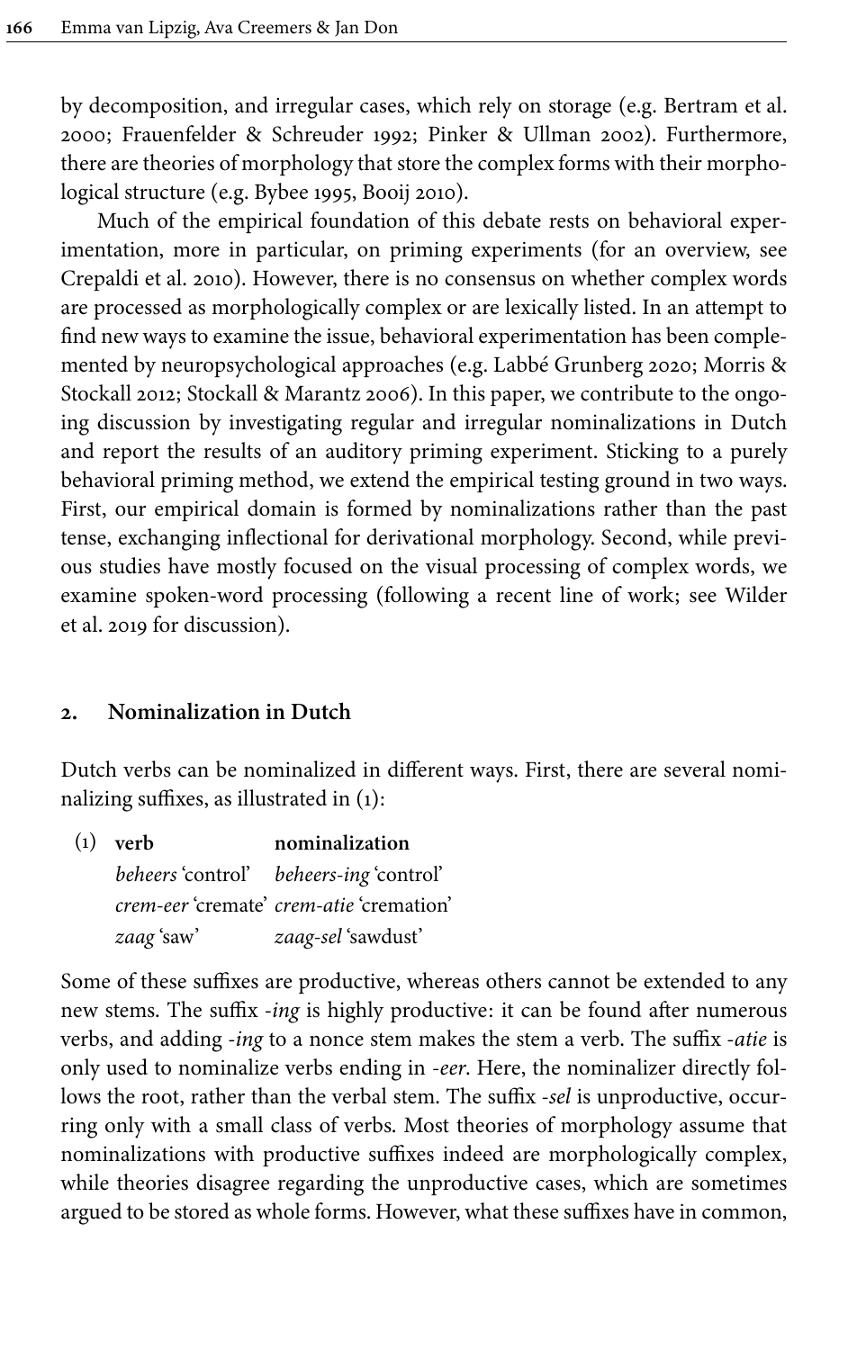by decomposition, and irregular cases, which rely on storage (e.g. Bertram et al. 2000; Frauenfelder & Schreuder 1992; Pinker & Ullman 2002). Furthermore, there are theories of morphology that store the complex forms with their morphological structure (e.g. Bybee 1995, Booij 2010).

Much of the empirical foundation of this debate rests on behavioral experimentation, more in particular, on priming experiments (for an overview, see Crepaldi et al. 2010). However, there is no consensus on whether complex words are processed as morphologically complex or are lexically listed. In an attempt to find new ways to examine the issue, behavioral experimentation has been complemented by neuropsychological approaches (e.g. Labbé Grunberg 2020; Morris & Stockall 2012; Stockall & Marantz 2006). In this paper, we contribute to the ongoing discussion by investigating regular and irregular nominalizations in Dutch and report the results of an auditory priming experiment. Sticking to a purely behavioral priming method, we extend the empirical testing ground in two ways. First, our empirical domain is formed by nominalizations rather than the past tense, exchanging inflectional for derivational morphology. Second, while previous studies have mostly focused on the visual processing of complex words, we examine spoken-word processing (following a recent line of work; see Wilder et al. 2019 for discussion).

## 2. Nominalization in Dutch

Dutch verbs can be nominalized in different ways. First, there are several nominalizing suffixes, as illustrated in (1):

(1)

| **verb** | **nominalization** |
|---|---|
| *beheers* 'control' | *beheers-ing* 'control' |
| *crem-eer* 'cremate' | *crem-atie* 'cremation' |
| *zaag* 'saw' | *zaag-sel* 'sawdust' |

Some of these suffixes are productive, whereas others cannot be extended to any new stems. The suffix *-ing* is highly productive: it can be found after numerous verbs, and adding *-ing* to a nonce stem makes the stem a verb. The suffix *-atie* is only used to nominalize verbs ending in *-eer*. Here, the nominalizer directly follows the root, rather than the verbal stem. The suffix *-sel* is unproductive, occurring only with a small class of verbs. Most theories of morphology assume that nominalizations with productive suffixes indeed are morphologically complex, while theories disagree regarding the unproductive cases, which are sometimes argued to be stored as whole forms. However, what these suffixes have in common,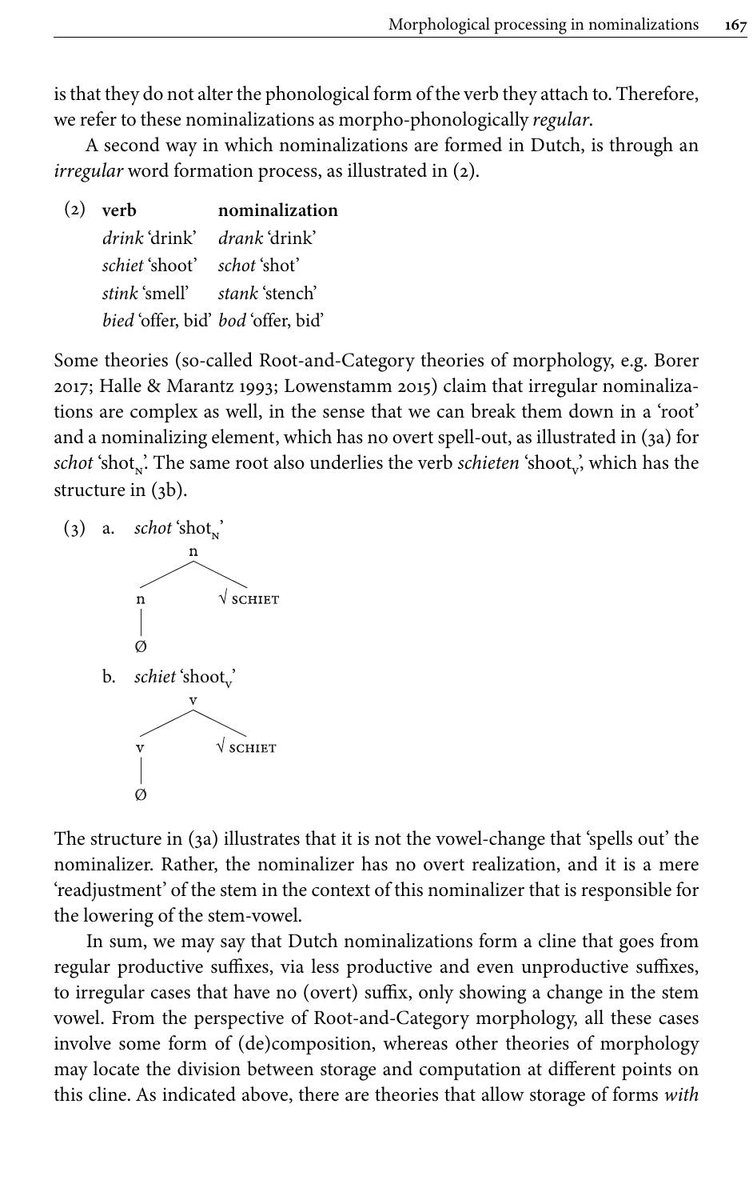is that they do not alter the phonological form of the verb they attach to. Therefore, we refer to these nominalizations as morpho-phonologically *regular*.

A second way in which nominalizations are formed in Dutch, is through an *irregular* word formation process, as illustrated in (2).

(2)

| **verb** | **nominalization** |
|---|---|
| *drink* 'drink' | *drank* 'drink' |
| *schiet* 'shoot' | *schot* 'shot' |
| *stink* 'smell' | *stank* 'stench' |
| *bied* 'offer, bid' | *bod* 'offer, bid' |

Some theories (so-called Root-and-Category theories of morphology, e.g. Borer 2017; Halle & Marantz 1993; Lowenstamm 2015) claim that irregular nominalizations are complex as well, in the sense that we can break them down in a 'root' and a nominalizing element, which has no overt spell-out, as illustrated in (3a) for *schot* 'shot$_N$'. The same root also underlies the verb *schieten* 'shoot$_V$', which has the structure in (3b).

(3) a. *schot* 'shot$_N$'

```
        n
       / \
      n   √ SCHIET
      |
      Ø
```

b. *schiet* 'shoot$_V$'

```
        v
       / \
      v   √ SCHIET
      |
      Ø
```

The structure in (3a) illustrates that it is not the vowel-change that 'spells out' the nominalizer. Rather, the nominalizer has no overt realization, and it is a mere 'readjustment' of the stem in the context of this nominalizer that is responsible for the lowering of the stem-vowel.

In sum, we may say that Dutch nominalizations form a cline that goes from regular productive suffixes, via less productive and even unproductive suffixes, to irregular cases that have no (overt) suffix, only showing a change in the stem vowel. From the perspective of Root-and-Category morphology, all these cases involve some form of (de)composition, whereas other theories of morphology may locate the division between storage and computation at different points on this cline. As indicated above, there are theories that allow storage of forms *with*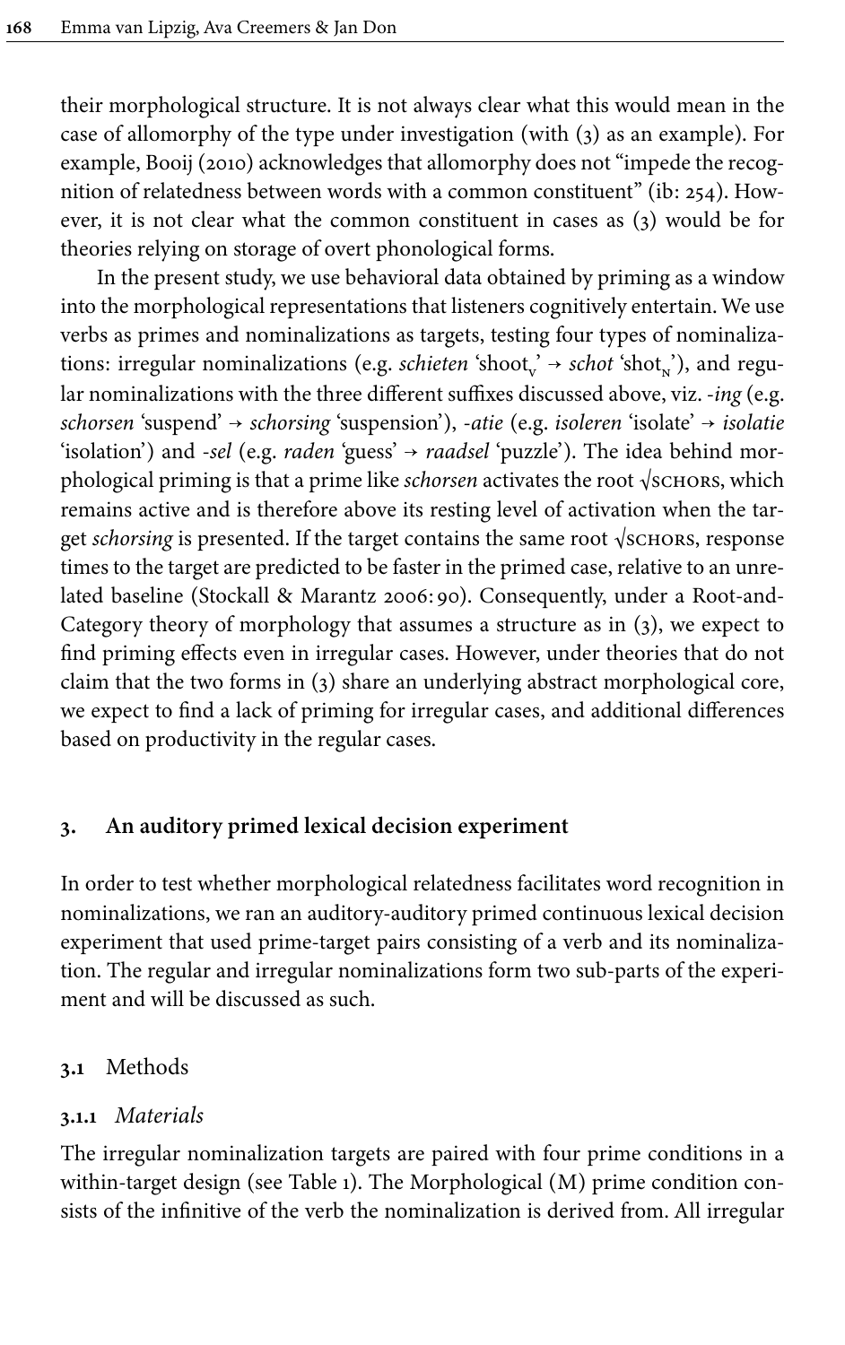their morphological structure. It is not always clear what this would mean in the case of allomorphy of the type under investigation (with (3) as an example). For example, Booij (2010) acknowledges that allomorphy does not "impede the recognition of relatedness between words with a common constituent" (ib: 254). However, it is not clear what the common constituent in cases as (3) would be for theories relying on storage of overt phonological forms.

In the present study, we use behavioral data obtained by priming as a window into the morphological representations that listeners cognitively entertain. We use verbs as primes and nominalizations as targets, testing four types of nominalizations: irregular nominalizations (e.g. *schieten* 'shoot$_V$' → *schot* 'shot$_N$'), and regular nominalizations with the three different suffixes discussed above, viz. *-ing* (e.g. *schorsen* 'suspend' → *schorsing* 'suspension'), *-atie* (e.g. *isoleren* 'isolate' → *isolatie* 'isolation') and *-sel* (e.g. *raden* 'guess' → *raadsel* 'puzzle'). The idea behind morphological priming is that a prime like *schorsen* activates the root √SCHORS, which remains active and is therefore above its resting level of activation when the target *schorsing* is presented. If the target contains the same root √SCHORS, response times to the target are predicted to be faster in the primed case, relative to an unrelated baseline (Stockall & Marantz 2006: 90). Consequently, under a Root-and-Category theory of morphology that assumes a structure as in (3), we expect to find priming effects even in irregular cases. However, under theories that do not claim that the two forms in (3) share an underlying abstract morphological core, we expect to find a lack of priming for irregular cases, and additional differences based on productivity in the regular cases.

## 3. An auditory primed lexical decision experiment

In order to test whether morphological relatedness facilitates word recognition in nominalizations, we ran an auditory-auditory primed continuous lexical decision experiment that used prime-target pairs consisting of a verb and its nominalization. The regular and irregular nominalizations form two sub-parts of the experiment and will be discussed as such.

### 3.1 Methods

#### 3.1.1 *Materials*

The irregular nominalization targets are paired with four prime conditions in a within-target design (see Table 1). The Morphological (M) prime condition consists of the infinitive of the verb the nominalization is derived from. All irregular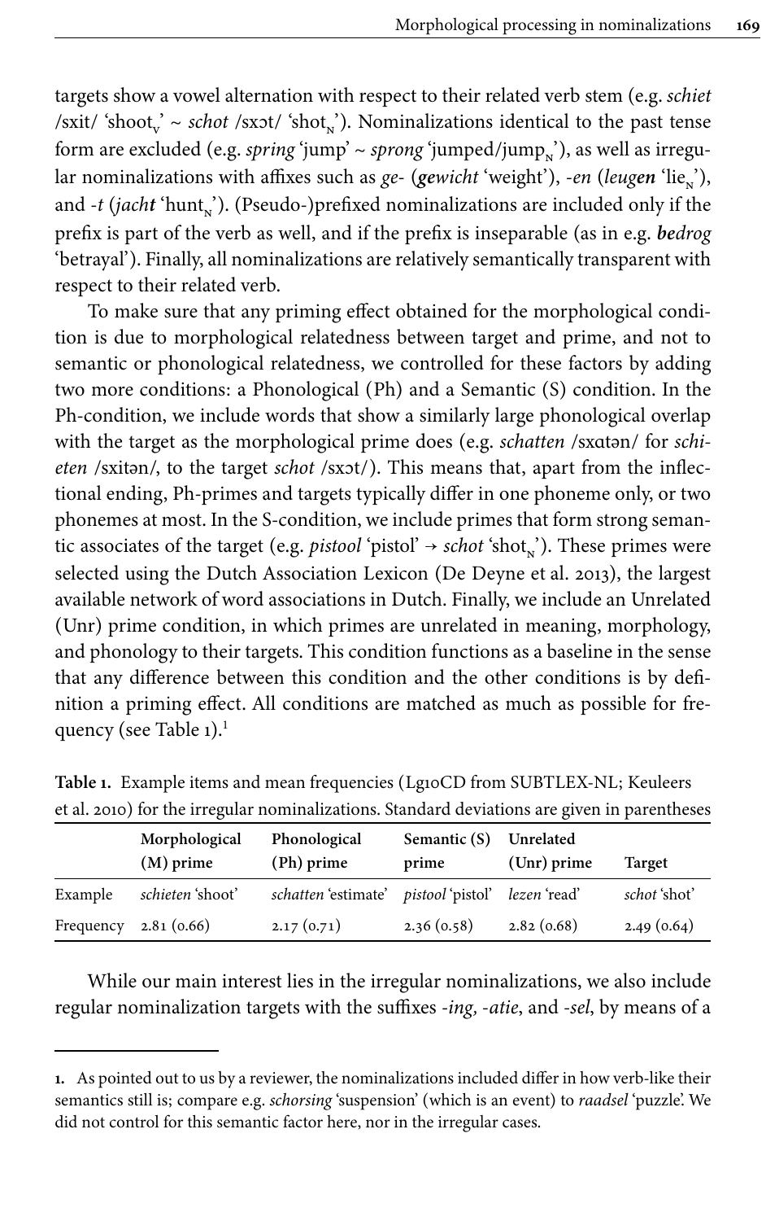targets show a vowel alternation with respect to their related verb stem (e.g. *schiet* /sxit/ 'shoot$_V$' ~ *schot* /sxɔt/ 'shot$_N$'). Nominalizations identical to the past tense form are excluded (e.g. *spring* 'jump' ~ *sprong* 'jumped/jump$_N$'), as well as irregular nominalizations with affixes such as *ge-* (***ge**wicht* 'weight'), *-en* (*leug**en*** 'lie$_N$'), and *-t* (*jach**t*** 'hunt$_N$'). (Pseudo-)prefixed nominalizations are included only if the prefix is part of the verb as well, and if the prefix is inseparable (as in e.g. ***be**drog* 'betrayal'). Finally, all nominalizations are relatively semantically transparent with respect to their related verb.

To make sure that any priming effect obtained for the morphological condition is due to morphological relatedness between target and prime, and not to semantic or phonological relatedness, we controlled for these factors by adding two more conditions: a Phonological (Ph) and a Semantic (S) condition. In the Ph-condition, we include words that show a similarly large phonological overlap with the target as the morphological prime does (e.g. *schatten* /sxɑtən/ for *schieten* /sxitən/, to the target *schot* /sxɔt/). This means that, apart from the inflectional ending, Ph-primes and targets typically differ in one phoneme only, or two phonemes at most. In the S-condition, we include primes that form strong semantic associates of the target (e.g. *pistool* 'pistol' → *schot* 'shot$_N$'). These primes were selected using the Dutch Association Lexicon (De Deyne et al. 2013), the largest available network of word associations in Dutch. Finally, we include an Unrelated (Unr) prime condition, in which primes are unrelated in meaning, morphology, and phonology to their targets. This condition functions as a baseline in the sense that any difference between this condition and the other conditions is by definition a priming effect. All conditions are matched as much as possible for frequency (see Table 1).[1]

**Table 1.** Example items and mean frequencies (Lg10CD from SUBTLEX-NL; Keuleers et al. 2010) for the irregular nominalizations. Standard deviations are given in parentheses

| | Morphological (M) prime | Phonological (Ph) prime | Semantic (S) prime | Unrelated (Unr) prime | Target |
|---|---|---|---|---|---|
| Example | *schieten* 'shoot' | *schatten* 'estimate' | *pistool* 'pistol' | *lezen* 'read' | *schot* 'shot' |
| Frequency | 2.81 (0.66) | 2.17 (0.71) | 2.36 (0.58) | 2.82 (0.68) | 2.49 (0.64) |

While our main interest lies in the irregular nominalizations, we also include regular nominalization targets with the suffixes *-ing*, *-atie*, and *-sel*, by means of a

1. As pointed out to us by a reviewer, the nominalizations included differ in how verb-like their semantics still is; compare e.g. *schorsing* 'suspension' (which is an event) to *raadsel* 'puzzle'. We did not control for this semantic factor here, nor in the irregular cases.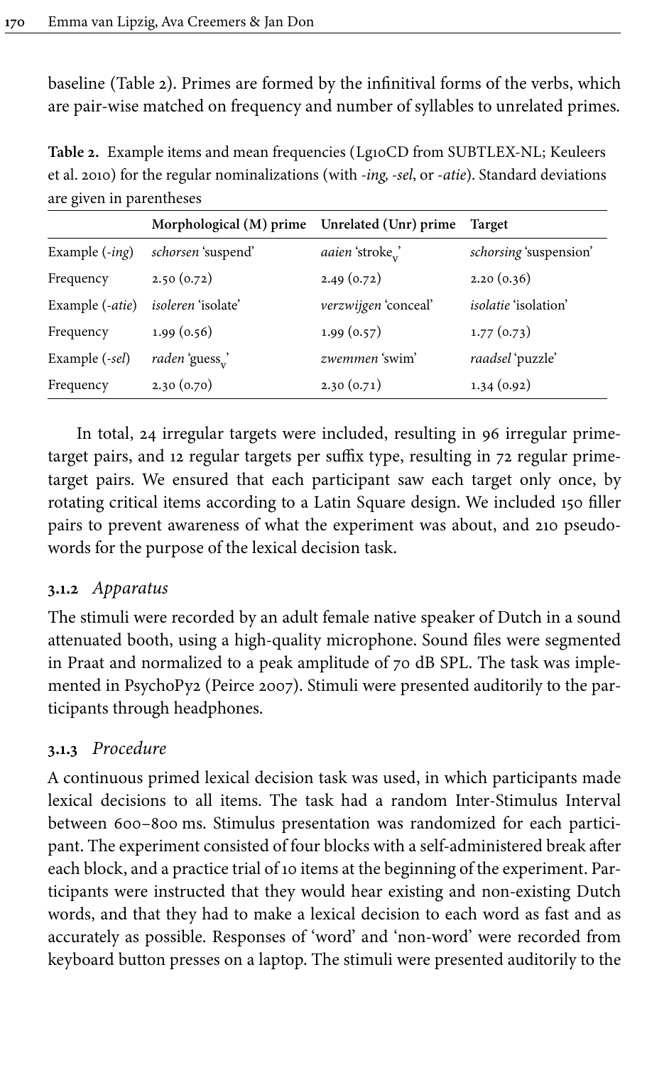baseline (Table 2). Primes are formed by the infinitival forms of the verbs, which are pair-wise matched on frequency and number of syllables to unrelated primes.

**Table 2.** Example items and mean frequencies (Lg10CD from SUBTLEX-NL; Keuleers et al. 2010) for the regular nominalizations (with *-ing*, *-sel*, or *-atie*). Standard deviations are given in parentheses

| | Morphological (M) prime | Unrelated (Unr) prime | Target |
|---|---|---|---|
| Example (*-ing*) | *schorsen* 'suspend' | *aaien* 'stroke$_V$' | *schorsing* 'suspension' |
| Frequency | 2.50 (0.72) | 2.49 (0.72) | 2.20 (0.36) |
| Example (*-atie*) | *isoleren* 'isolate' | *verzwijgen* 'conceal' | *isolatie* 'isolation' |
| Frequency | 1.99 (0.56) | 1.99 (0.57) | 1.77 (0.73) |
| Example (*-sel*) | *raden* 'guess$_V$' | *zwemmen* 'swim' | *raadsel* 'puzzle' |
| Frequency | 2.30 (0.70) | 2.30 (0.71) | 1.34 (0.92) |

In total, 24 irregular targets were included, resulting in 96 irregular prime-target pairs, and 12 regular targets per suffix type, resulting in 72 regular prime-target pairs. We ensured that each participant saw each target only once, by rotating critical items according to a Latin Square design. We included 150 filler pairs to prevent awareness of what the experiment was about, and 210 pseudowords for the purpose of the lexical decision task.

### 3.1.2 *Apparatus*

The stimuli were recorded by an adult female native speaker of Dutch in a sound attenuated booth, using a high-quality microphone. Sound files were segmented in Praat and normalized to a peak amplitude of 70 dB SPL. The task was implemented in PsychoPy2 (Peirce 2007). Stimuli were presented auditorily to the participants through headphones.

### 3.1.3 *Procedure*

A continuous primed lexical decision task was used, in which participants made lexical decisions to all items. The task had a random Inter-Stimulus Interval between 600–800 ms. Stimulus presentation was randomized for each participant. The experiment consisted of four blocks with a self-administered break after each block, and a practice trial of 10 items at the beginning of the experiment. Participants were instructed that they would hear existing and non-existing Dutch words, and that they had to make a lexical decision to each word as fast and as accurately as possible. Responses of 'word' and 'non-word' were recorded from keyboard button presses on a laptop. The stimuli were presented auditorily to the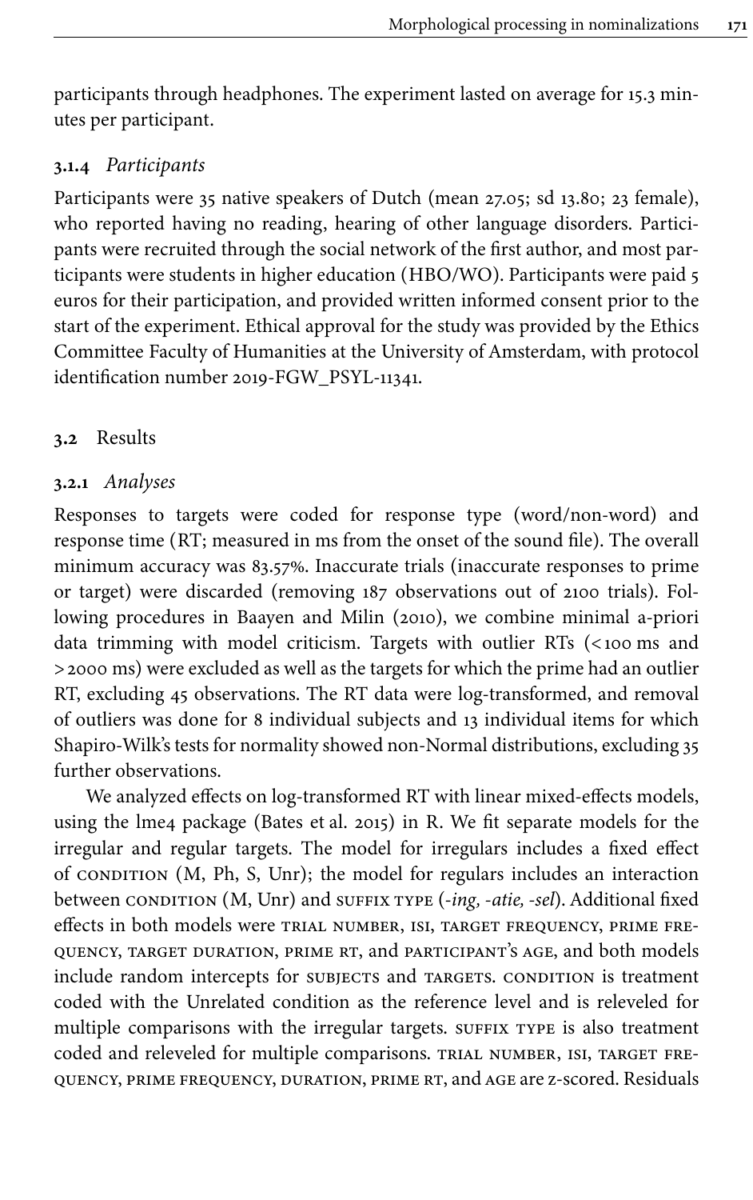participants through headphones. The experiment lasted on average for 15.3 minutes per participant.

### 3.1.4 *Participants*

Participants were 35 native speakers of Dutch (mean 27.05; sd 13.80; 23 female), who reported having no reading, hearing of other language disorders. Participants were recruited through the social network of the first author, and most participants were students in higher education (HBO/WO). Participants were paid 5 euros for their participation, and provided written informed consent prior to the start of the experiment. Ethical approval for the study was provided by the Ethics Committee Faculty of Humanities at the University of Amsterdam, with protocol identification number 2019-FGW_PSYL-11341.

## 3.2 Results

### 3.2.1 *Analyses*

Responses to targets were coded for response type (word/non-word) and response time (RT; measured in ms from the onset of the sound file). The overall minimum accuracy was 83.57%. Inaccurate trials (inaccurate responses to prime or target) were discarded (removing 187 observations out of 2100 trials). Following procedures in Baayen and Milin (2010), we combine minimal a-priori data trimming with model criticism. Targets with outlier RTs (< 100 ms and > 2000 ms) were excluded as well as the targets for which the prime had an outlier RT, excluding 45 observations. The RT data were log-transformed, and removal of outliers was done for 8 individual subjects and 13 individual items for which Shapiro-Wilk's tests for normality showed non-Normal distributions, excluding 35 further observations.

We analyzed effects on log-transformed RT with linear mixed-effects models, using the lme4 package (Bates et al. 2015) in R. We fit separate models for the irregular and regular targets. The model for irregulars includes a fixed effect of CONDITION (M, Ph, S, Unr); the model for regulars includes an interaction between CONDITION (M, Unr) and SUFFIX TYPE (*-ing, -atie, -sel*). Additional fixed effects in both models were TRIAL NUMBER, ISI, TARGET FREQUENCY, PRIME FREQUENCY, TARGET DURATION, PRIME RT, and PARTICIPANT'S AGE, and both models include random intercepts for SUBJECTS and TARGETS. CONDITION is treatment coded with the Unrelated condition as the reference level and is releveled for multiple comparisons with the irregular targets. SUFFIX TYPE is also treatment coded and releveled for multiple comparisons. TRIAL NUMBER, ISI, TARGET FREQUENCY, PRIME FREQUENCY, DURATION, PRIME RT, and AGE are z-scored. Residuals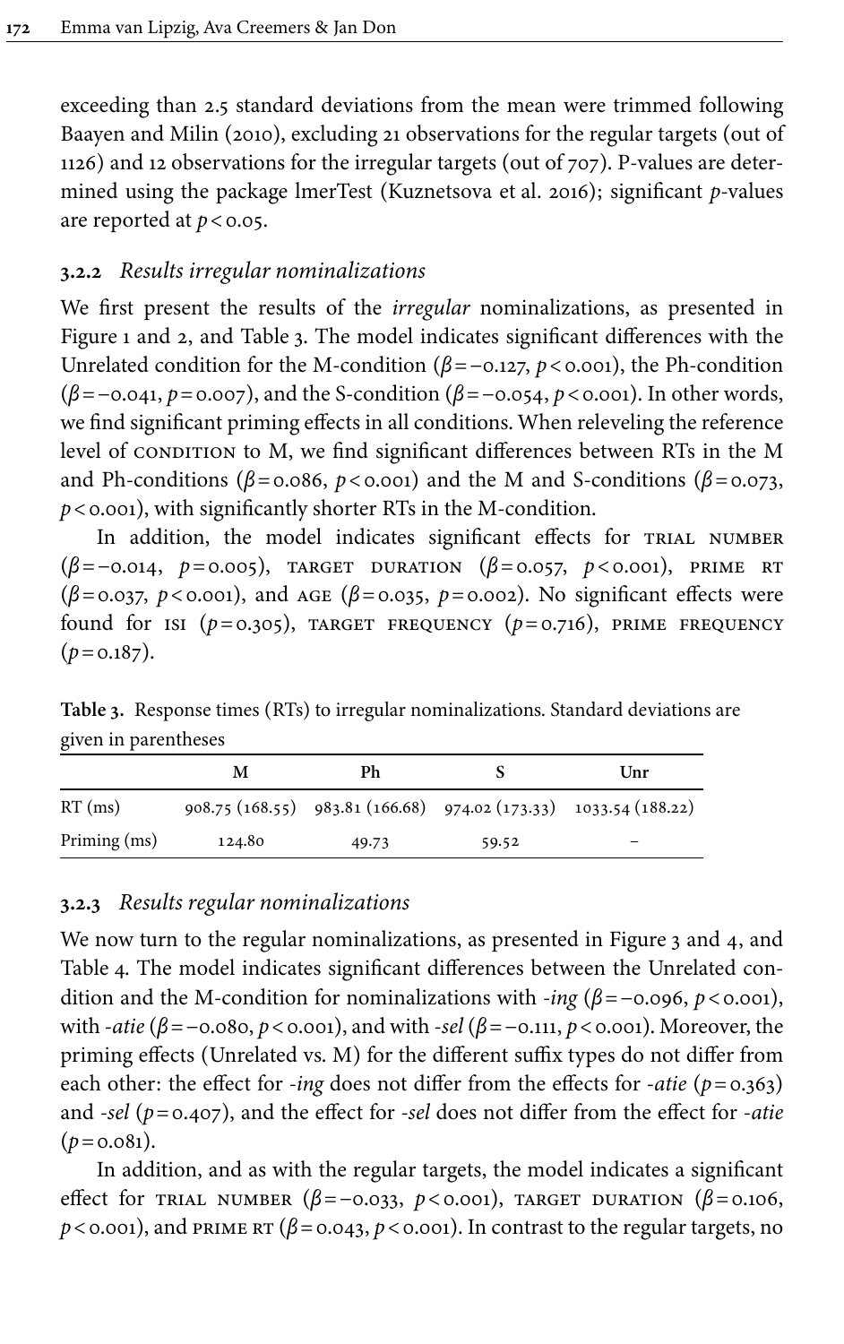exceeding than 2.5 standard deviations from the mean were trimmed following Baayen and Milin (2010), excluding 21 observations for the regular targets (out of 1126) and 12 observations for the irregular targets (out of 707). P-values are determined using the package lmerTest (Kuznetsova et al. 2016); significant *p*-values are reported at $p < 0.05$.

### 3.2.2 *Results irregular nominalizations*

We first present the results of the *irregular* nominalizations, as presented in Figure 1 and 2, and Table 3. The model indicates significant differences with the Unrelated condition for the M-condition ($\beta = -0.127$, $p < 0.001$), the Ph-condition ($\beta = -0.041$, $p = 0.007$), and the S-condition ($\beta = -0.054$, $p < 0.001$). In other words, we find significant priming effects in all conditions. When releveling the reference level of CONDITION to M, we find significant differences between RTs in the M and Ph-conditions ($\beta = 0.086$, $p < 0.001$) and the M and S-conditions ($\beta = 0.073$, $p < 0.001$), with significantly shorter RTs in the M-condition.

In addition, the model indicates significant effects for TRIAL NUMBER ($\beta = -0.014$, $p = 0.005$), TARGET DURATION ($\beta = 0.057$, $p < 0.001$), PRIME RT ($\beta = 0.037$, $p < 0.001$), and AGE ($\beta = 0.035$, $p = 0.002$). No significant effects were found for ISI ($p = 0.305$), TARGET FREQUENCY ($p = 0.716$), PRIME FREQUENCY ($p = 0.187$).

**Table 3.** Response times (RTs) to irregular nominalizations. Standard deviations are given in parentheses

| | M | Ph | S | Unr |
|---|---|---|---|---|
| RT (ms) | 908.75 (168.55) | 983.81 (166.68) | 974.02 (173.33) | 1033.54 (188.22) |
| Priming (ms) | 124.80 | 49.73 | 59.52 | – |

### 3.2.3 *Results regular nominalizations*

We now turn to the regular nominalizations, as presented in Figure 3 and 4, and Table 4. The model indicates significant differences between the Unrelated condition and the M-condition for nominalizations with *-ing* ($\beta = -0.096$, $p < 0.001$), with *-atie* ($\beta = -0.080$, $p < 0.001$), and with *-sel* ($\beta = -0.111$, $p < 0.001$). Moreover, the priming effects (Unrelated vs. M) for the different suffix types do not differ from each other: the effect for *-ing* does not differ from the effects for *-atie* ($p = 0.363$) and *-sel* ($p = 0.407$), and the effect for *-sel* does not differ from the effect for *-atie* ($p = 0.081$).

In addition, and as with the regular targets, the model indicates a significant effect for TRIAL NUMBER ($\beta = -0.033$, $p < 0.001$), TARGET DURATION ($\beta = 0.106$, $p < 0.001$), and PRIME RT ($\beta = 0.043$, $p < 0.001$). In contrast to the regular targets, no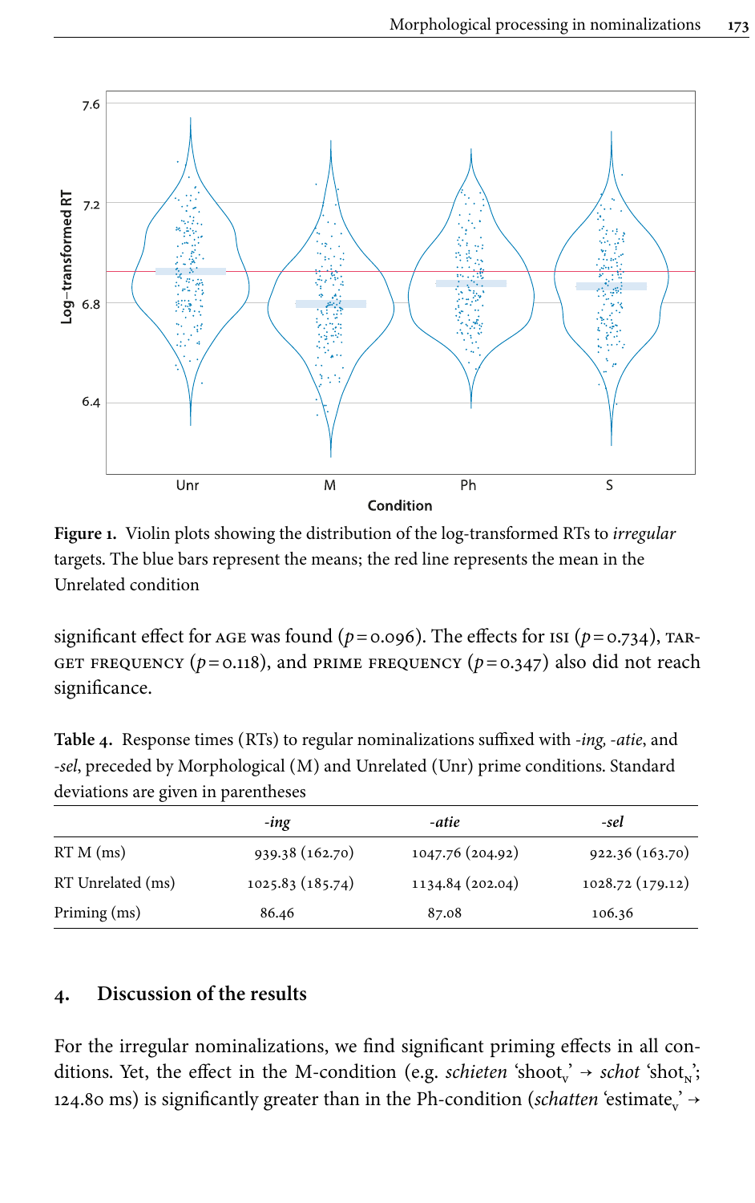**Figure 1.** Violin plots showing the distribution of the log-transformed RTs to *irregular* targets. The blue bars represent the means; the red line represents the mean in the Unrelated condition

significant effect for AGE was found ($p = 0.096$). The effects for ISI ($p = 0.734$), TARGET FREQUENCY ($p = 0.118$), and PRIME FREQUENCY ($p = 0.347$) also did not reach significance.

**Table 4.** Response times (RTs) to regular nominalizations suffixed with *-ing*, *-atie*, and *-sel*, preceded by Morphological (M) and Unrelated (Unr) prime conditions. Standard deviations are given in parentheses

| | *-ing* | *-atie* | *-sel* |
|---|---|---|---|
| RT M (ms) | 939.38 (162.70) | 1047.76 (204.92) | 922.36 (163.70) |
| RT Unrelated (ms) | 1025.83 (185.74) | 1134.84 (202.04) | 1028.72 (179.12) |
| Priming (ms) | 86.46 | 87.08 | 106.36 |

## 4. Discussion of the results

For the irregular nominalizations, we find significant priming effects in all conditions. Yet, the effect in the M-condition (e.g. *schieten* 'shoot$_V$' → *schot* 'shot$_N$'; 124.80 ms) is significantly greater than in the Ph-condition (*schatten* 'estimate$_V$' →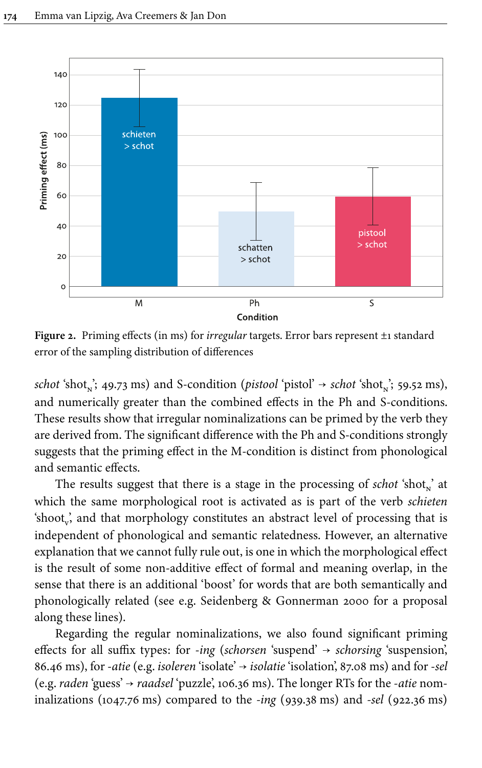**Figure 2.** Priming effects (in ms) for *irregular* targets. Error bars represent ±1 standard error of the sampling distribution of differences

*schot* 'shot$_N$'; 49.73 ms) and S-condition (*pistool* 'pistol' → *schot* 'shot$_N$'; 59.52 ms), and numerically greater than the combined effects in the Ph and S-conditions. These results show that irregular nominalizations can be primed by the verb they are derived from. The significant difference with the Ph and S-conditions strongly suggests that the priming effect in the M-condition is distinct from phonological and semantic effects.

The results suggest that there is a stage in the processing of *schot* 'shot$_N$' at which the same morphological root is activated as is part of the verb *schieten* 'shoot$_V$', and that morphology constitutes an abstract level of processing that is independent of phonological and semantic relatedness. However, an alternative explanation that we cannot fully rule out, is one in which the morphological effect is the result of some non-additive effect of formal and meaning overlap, in the sense that there is an additional 'boost' for words that are both semantically and phonologically related (see e.g. Seidenberg & Gonnerman 2000 for a proposal along these lines).

Regarding the regular nominalizations, we also found significant priming effects for all suffix types: for *-ing* (*schorsen* 'suspend' → *schorsing* 'suspension', 86.46 ms), for *-atie* (e.g. *isoleren* 'isolate' → *isolatie* 'isolation', 87.08 ms) and for *-sel* (e.g. *raden* 'guess' → *raadsel* 'puzzle', 106.36 ms). The longer RTs for the *-atie* nominalizations (1047.76 ms) compared to the *-ing* (939.38 ms) and *-sel* (922.36 ms)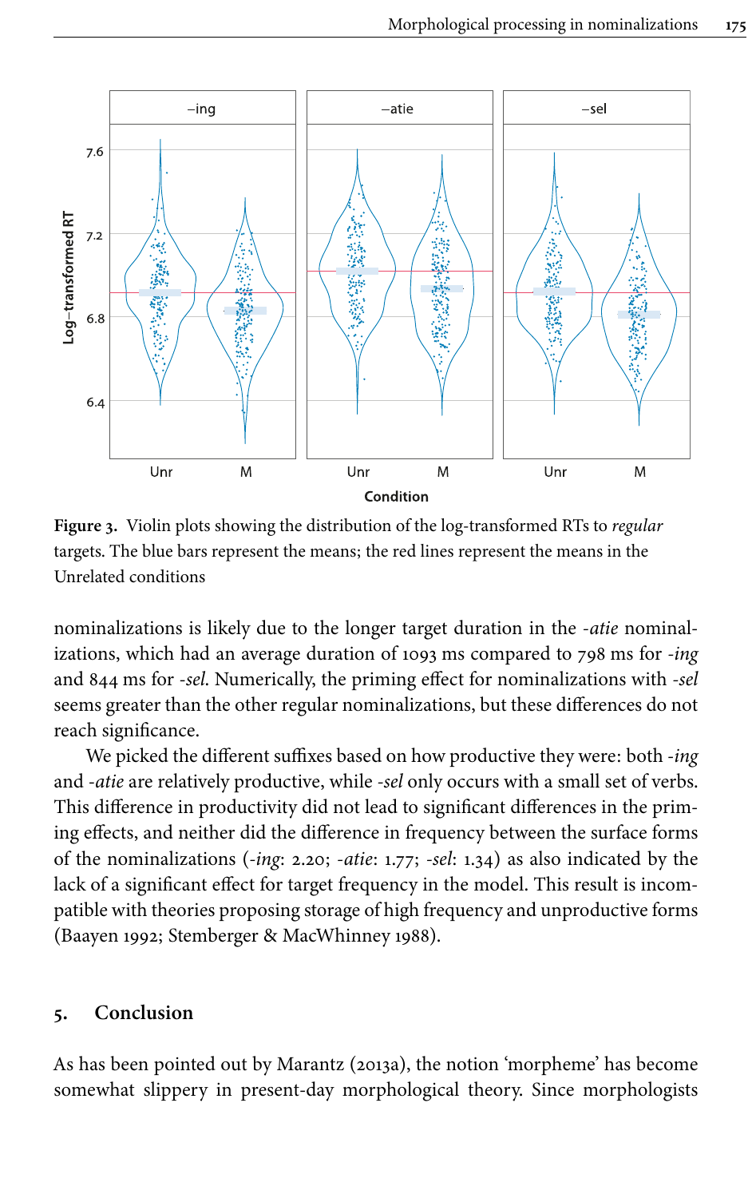**Figure 3.** Violin plots showing the distribution of the log-transformed RTs to *regular* targets. The blue bars represent the means; the red lines represent the means in the Unrelated conditions

nominalizations is likely due to the longer target duration in the *-atie* nominalizations, which had an average duration of 1093 ms compared to 798 ms for *-ing* and 844 ms for *-sel*. Numerically, the priming effect for nominalizations with *-sel* seems greater than the other regular nominalizations, but these differences do not reach significance.

We picked the different suffixes based on how productive they were: both *-ing* and *-atie* are relatively productive, while *-sel* only occurs with a small set of verbs. This difference in productivity did not lead to significant differences in the priming effects, and neither did the difference in frequency between the surface forms of the nominalizations (*-ing*: 2.20; *-atie*: 1.77; *-sel*: 1.34) as also indicated by the lack of a significant effect for target frequency in the model. This result is incompatible with theories proposing storage of high frequency and unproductive forms (Baayen 1992; Stemberger & MacWhinney 1988).

## 5. Conclusion

As has been pointed out by Marantz (2013a), the notion 'morpheme' has become somewhat slippery in present-day morphological theory. Since morphologists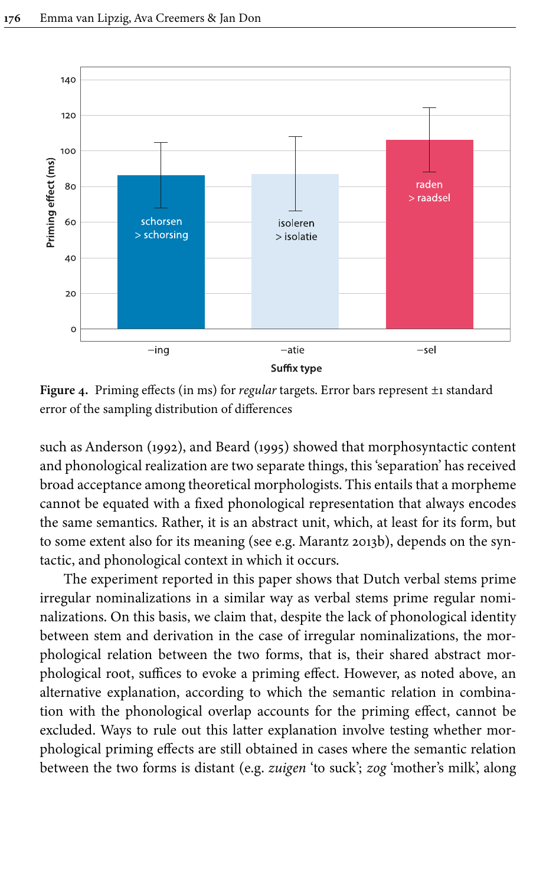Figure 4. Priming effects (in ms) for *regular* targets. Error bars represent ±1 standard error of the sampling distribution of differences

such as Anderson (1992), and Beard (1995) showed that morphosyntactic content and phonological realization are two separate things, this 'separation' has received broad acceptance among theoretical morphologists. This entails that a morpheme cannot be equated with a fixed phonological representation that always encodes the same semantics. Rather, it is an abstract unit, which, at least for its form, but to some extent also for its meaning (see e.g. Marantz 2013b), depends on the syntactic, and phonological context in which it occurs.

The experiment reported in this paper shows that Dutch verbal stems prime irregular nominalizations in a similar way as verbal stems prime regular nominalizations. On this basis, we claim that, despite the lack of phonological identity between stem and derivation in the case of irregular nominalizations, the morphological relation between the two forms, that is, their shared abstract morphological root, suffices to evoke a priming effect. However, as noted above, an alternative explanation, according to which the semantic relation in combination with the phonological overlap accounts for the priming effect, cannot be excluded. Ways to rule out this latter explanation involve testing whether morphological priming effects are still obtained in cases where the semantic relation between the two forms is distant (e.g. *zuigen* 'to suck'; *zog* 'mother's milk', along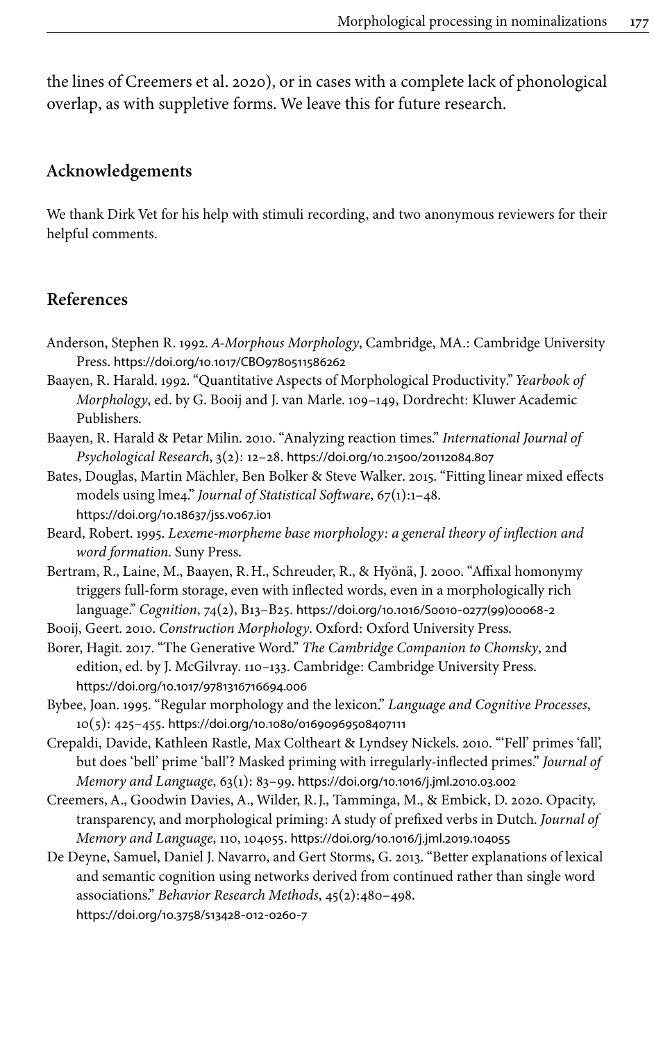the lines of Creemers et al. 2020), or in cases with a complete lack of phonological overlap, as with suppletive forms. We leave this for future research.

## Acknowledgements

We thank Dirk Vet for his help with stimuli recording, and two anonymous reviewers for their helpful comments.

## References

Anderson, Stephen R. 1992. *A-Morphous Morphology*, Cambridge, MA.: Cambridge University Press. https://doi.org/10.1017/CBO9780511586262

Baayen, R. Harald. 1992. "Quantitative Aspects of Morphological Productivity." *Yearbook of Morphology*, ed. by G. Booij and J. van Marle. 109–149, Dordrecht: Kluwer Academic Publishers.

Baayen, R. Harald & Petar Milin. 2010. "Analyzing reaction times." *International Journal of Psychological Research*, 3(2): 12–28. https://doi.org/10.21500/20112084.807

Bates, Douglas, Martin Mächler, Ben Bolker & Steve Walker. 2015. "Fitting linear mixed effects models using lme4." *Journal of Statistical Software*, 67(1):1–48. https://doi.org/10.18637/jss.v067.i01

Beard, Robert. 1995. *Lexeme-morpheme base morphology: a general theory of inflection and word formation*. Suny Press.

Bertram, R., Laine, M., Baayen, R. H., Schreuder, R., & Hyönä, J. 2000. "Affixal homonymy triggers full-form storage, even with inflected words, even in a morphologically rich language." *Cognition*, 74(2), B13–B25. https://doi.org/10.1016/S0010-0277(99)00068-2

Booij, Geert. 2010. *Construction Morphology*. Oxford: Oxford University Press.

Borer, Hagit. 2017. "The Generative Word." *The Cambridge Companion to Chomsky*, 2nd edition, ed. by J. McGilvray. 110–133. Cambridge: Cambridge University Press. https://doi.org/10.1017/9781316716694.006

Bybee, Joan. 1995. "Regular morphology and the lexicon." *Language and Cognitive Processes*, 10(5): 425–455. https://doi.org/10.1080/01690969508407111

Crepaldi, Davide, Kathleen Rastle, Max Coltheart & Lyndsey Nickels. 2010. "'Fell' primes 'fall', but does 'bell' prime 'ball'? Masked priming with irregularly-inflected primes." *Journal of Memory and Language*, 63(1): 83–99. https://doi.org/10.1016/j.jml.2010.03.002

Creemers, A., Goodwin Davies, A., Wilder, R. J., Tamminga, M., & Embick, D. 2020. Opacity, transparency, and morphological priming: A study of prefixed verbs in Dutch. *Journal of Memory and Language*, 110, 104055. https://doi.org/10.1016/j.jml.2019.104055

De Deyne, Samuel, Daniel J. Navarro, and Gert Storms, G. 2013. "Better explanations of lexical and semantic cognition using networks derived from continued rather than single word associations." *Behavior Research Methods*, 45(2):480–498. https://doi.org/10.3758/s13428-012-0260-7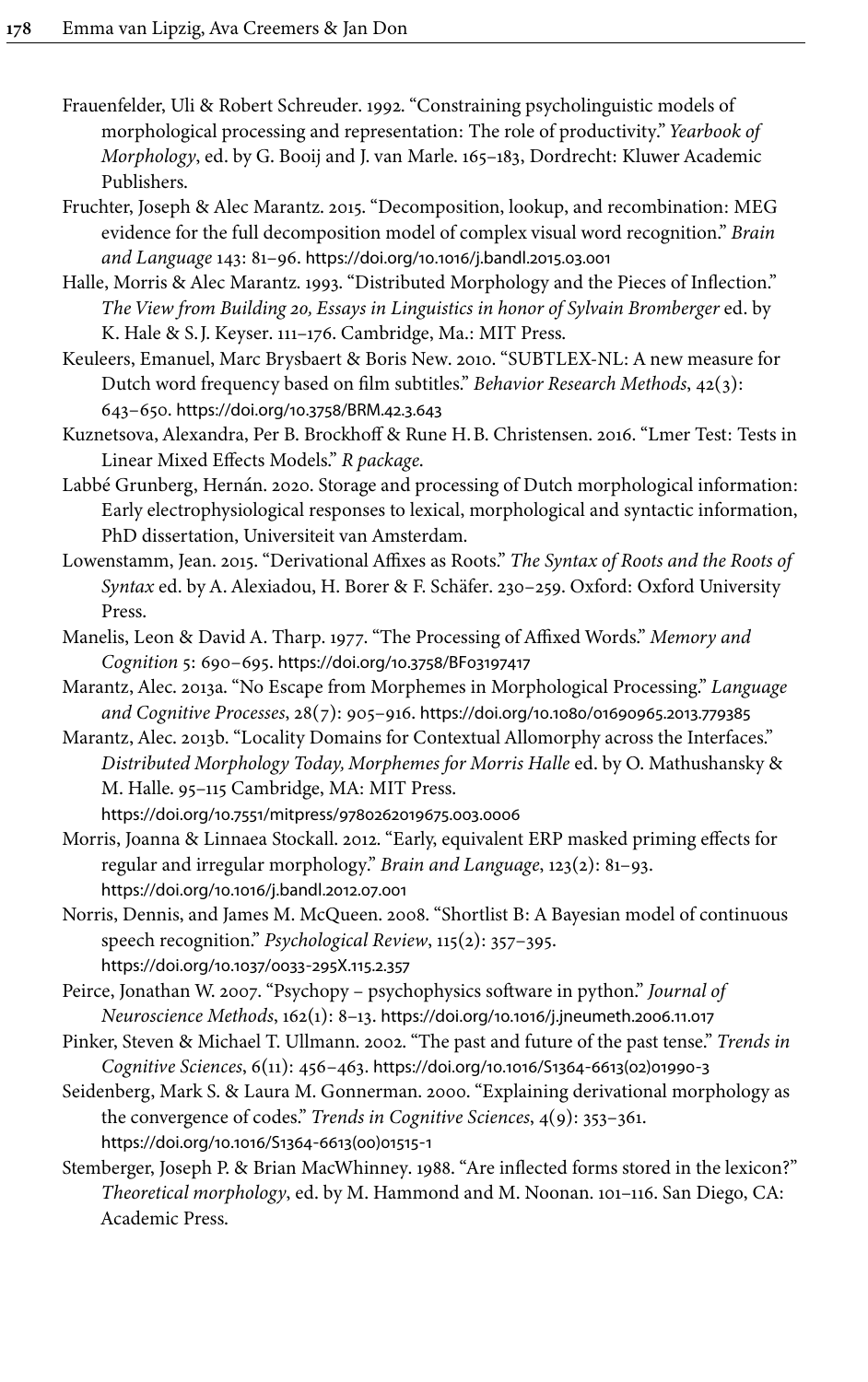Frauenfelder, Uli & Robert Schreuder. 1992. "Constraining psycholinguistic models of morphological processing and representation: The role of productivity." *Yearbook of Morphology*, ed. by G. Booij and J. van Marle. 165–183, Dordrecht: Kluwer Academic Publishers.

Fruchter, Joseph & Alec Marantz. 2015. "Decomposition, lookup, and recombination: MEG evidence for the full decomposition model of complex visual word recognition." *Brain and Language* 143: 81–96. https://doi.org/10.1016/j.bandl.2015.03.001

Halle, Morris & Alec Marantz. 1993. "Distributed Morphology and the Pieces of Inflection." *The View from Building 20, Essays in Linguistics in honor of Sylvain Bromberger* ed. by K. Hale & S.J. Keyser. 111–176. Cambridge, Ma.: MIT Press.

Keuleers, Emanuel, Marc Brysbaert & Boris New. 2010. "SUBTLEX-NL: A new measure for Dutch word frequency based on film subtitles." *Behavior Research Methods*, 42(3): 643–650. https://doi.org/10.3758/BRM.42.3.643

Kuznetsova, Alexandra, Per B. Brockhoff & Rune H.B. Christensen. 2016. "Lmer Test: Tests in Linear Mixed Effects Models." *R package*.

Labbé Grunberg, Hernán. 2020. Storage and processing of Dutch morphological information: Early electrophysiological responses to lexical, morphological and syntactic information, PhD dissertation, Universiteit van Amsterdam.

Lowenstamm, Jean. 2015. "Derivational Affixes as Roots." *The Syntax of Roots and the Roots of Syntax* ed. by A. Alexiadou, H. Borer & F. Schäfer. 230–259. Oxford: Oxford University Press.

Manelis, Leon & David A. Tharp. 1977. "The Processing of Affixed Words." *Memory and Cognition* 5: 690–695. https://doi.org/10.3758/BF03197417

Marantz, Alec. 2013a. "No Escape from Morphemes in Morphological Processing." *Language and Cognitive Processes*, 28(7): 905–916. https://doi.org/10.1080/01690965.2013.779385

Marantz, Alec. 2013b. "Locality Domains for Contextual Allomorphy across the Interfaces." *Distributed Morphology Today, Morphemes for Morris Halle* ed. by O. Mathushansky & M. Halle. 95–115 Cambridge, MA: MIT Press. https://doi.org/10.7551/mitpress/9780262019675.003.0006

Morris, Joanna & Linnaea Stockall. 2012. "Early, equivalent ERP masked priming effects for regular and irregular morphology." *Brain and Language*, 123(2): 81–93. https://doi.org/10.1016/j.bandl.2012.07.001

Norris, Dennis, and James M. McQueen. 2008. "Shortlist B: A Bayesian model of continuous speech recognition." *Psychological Review*, 115(2): 357–395. https://doi.org/10.1037/0033-295X.115.2.357

Peirce, Jonathan W. 2007. "Psychopy – psychophysics software in python." *Journal of Neuroscience Methods*, 162(1): 8–13. https://doi.org/10.1016/j.jneumeth.2006.11.017

Pinker, Steven & Michael T. Ullmann. 2002. "The past and future of the past tense." *Trends in Cognitive Sciences*, 6(11): 456–463. https://doi.org/10.1016/S1364-6613(02)01990-3

Seidenberg, Mark S. & Laura M. Gonnerman. 2000. "Explaining derivational morphology as the convergence of codes." *Trends in Cognitive Sciences*, 4(9): 353–361. https://doi.org/10.1016/S1364-6613(00)01515-1

Stemberger, Joseph P. & Brian MacWhinney. 1988. "Are inflected forms stored in the lexicon?" *Theoretical morphology*, ed. by M. Hammond and M. Noonan. 101–116. San Diego, CA: Academic Press.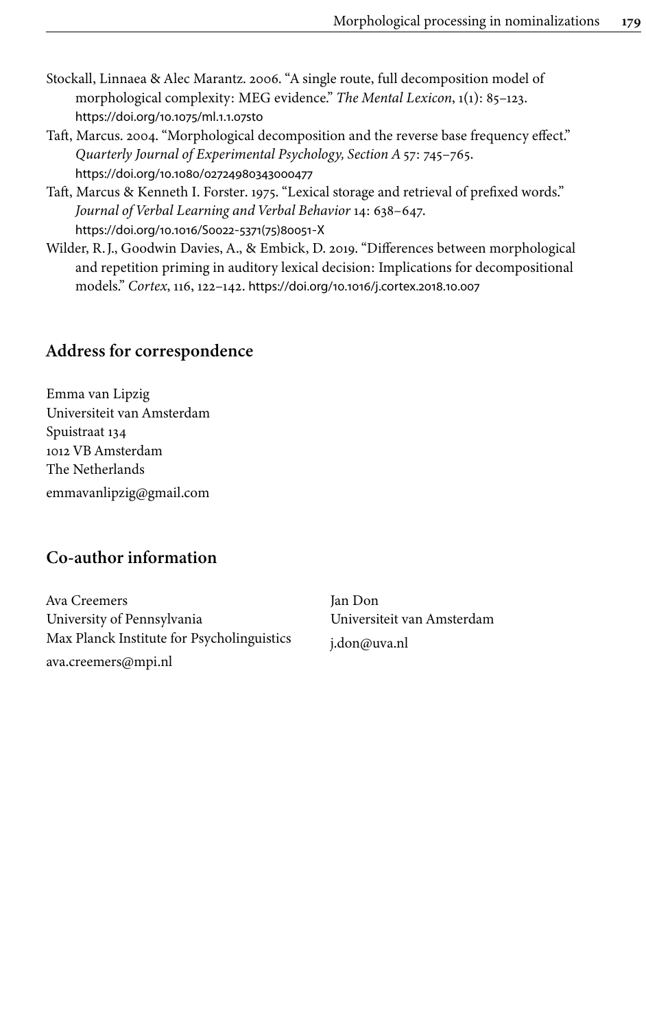Stockall, Linnaea & Alec Marantz. 2006. "A single route, full decomposition model of morphological complexity: MEG evidence." *The Mental Lexicon*, 1(1): 85–123. https://doi.org/10.1075/ml.1.1.07sto

Taft, Marcus. 2004. "Morphological decomposition and the reverse base frequency effect." *Quarterly Journal of Experimental Psychology, Section A* 57: 745–765. https://doi.org/10.1080/02724980343000477

Taft, Marcus & Kenneth I. Forster. 1975. "Lexical storage and retrieval of prefixed words." *Journal of Verbal Learning and Verbal Behavior* 14: 638–647. https://doi.org/10.1016/S0022-5371(75)80051-X

Wilder, R. J., Goodwin Davies, A., & Embick, D. 2019. "Differences between morphological and repetition priming in auditory lexical decision: Implications for decompositional models." *Cortex*, 116, 122–142. https://doi.org/10.1016/j.cortex.2018.10.007

## Address for correspondence

Emma van Lipzig
Universiteit van Amsterdam
Spuistraat 134
1012 VB Amsterdam
The Netherlands
emmavanlipzig@gmail.com

## Co-author information

Ava Creemers
University of Pennsylvania
Max Planck Institute for Psycholinguistics
ava.creemers@mpi.nl

Jan Don
Universiteit van Amsterdam
j.don@uva.nl